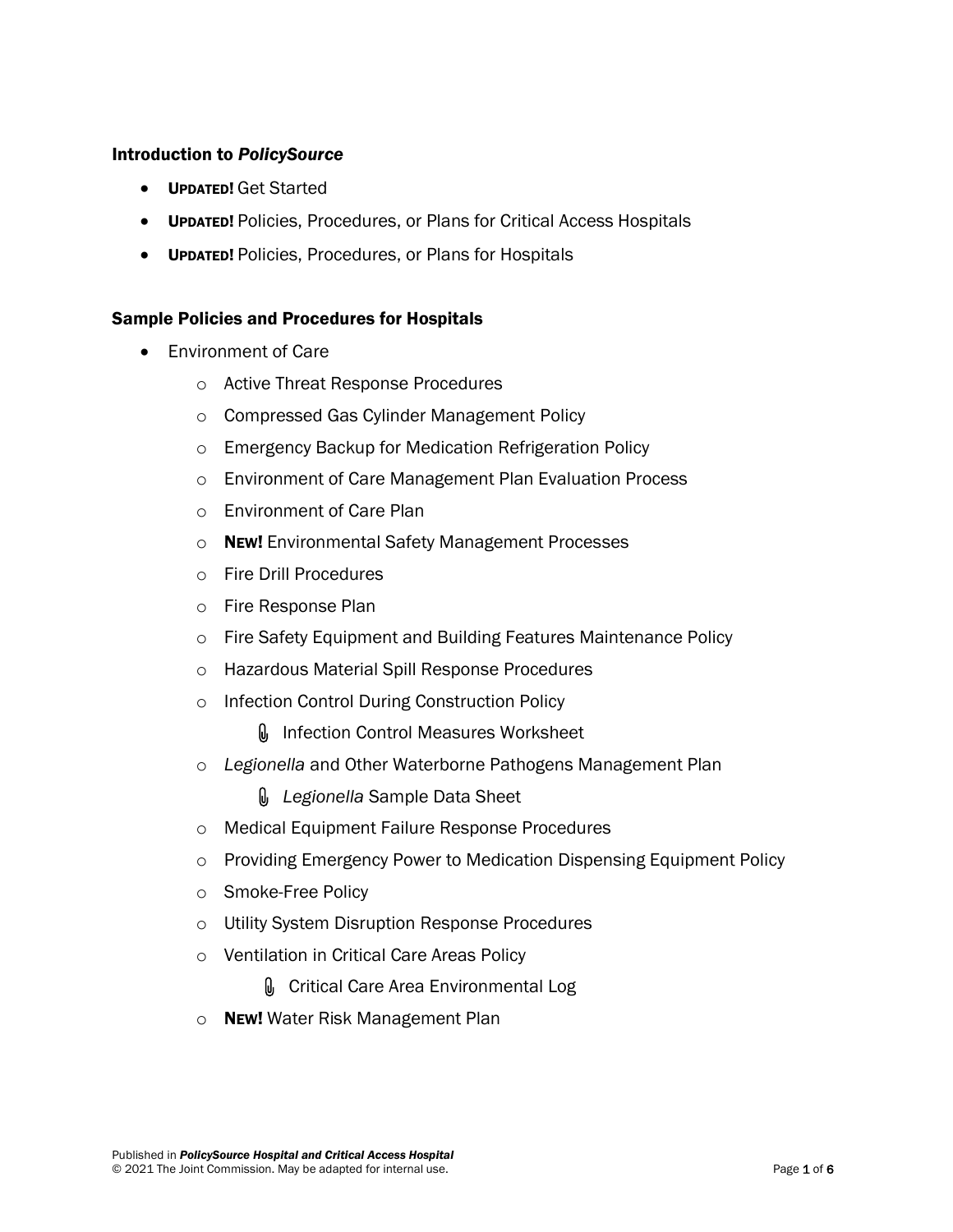### Introduction to *PolicySource*

- **UPDATED!** Get Started
- **UPDATED!** Policies, Procedures, or Plans for Critical Access Hospitals
- **UPDATED!** Policies, Procedures, or Plans for Hospitals

### Sample Policies and Procedures for Hospitals

- Environment of Care
  - Active Threat Response Procedures
  - Compressed Gas Cylinder Management Policy
  - Emergency Backup for Medication Refrigeration Policy
  - Environment of Care Management Plan Evaluation Process
  - Environment of Care Plan
  - **NEW!** Environmental Safety Management Processes
  - Fire Drill Procedures
  - Fire Response Plan
  - Fire Safety Equipment and Building Features Maintenance Policy
  - Hazardous Material Spill Response Procedures
  - Infection Control During Construction Policy
    - Infection Control Measures Worksheet
  - *Legionella* and Other Waterborne Pathogens Management Plan
    - *Legionella* Sample Data Sheet
  - Medical Equipment Failure Response Procedures
  - Providing Emergency Power to Medication Dispensing Equipment Policy
  - Smoke-Free Policy
  - Utility System Disruption Response Procedures
  - Ventilation in Critical Care Areas Policy
    - Critical Care Area Environmental Log
  - **NEW!** Water Risk Management Plan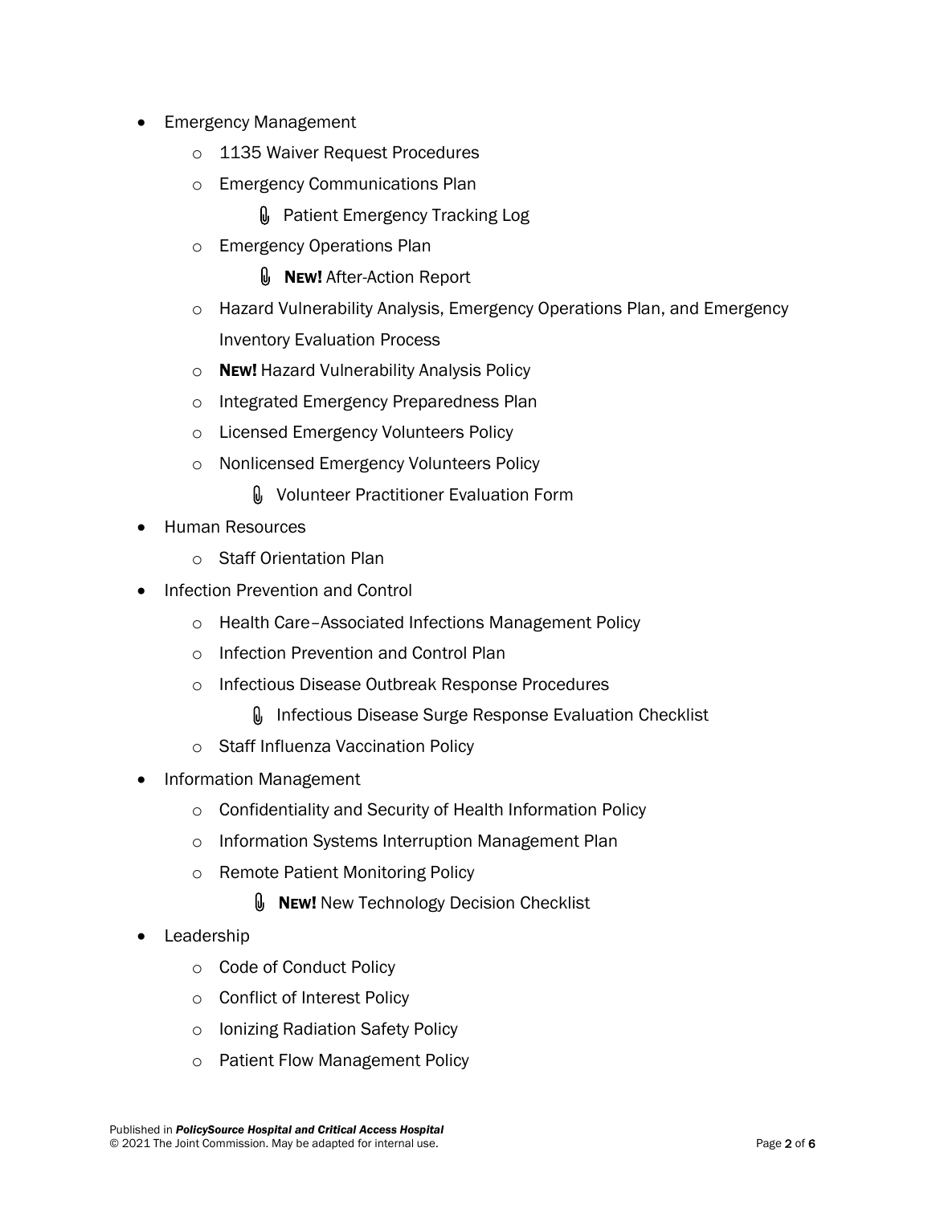- Emergency Management
  - 1135 Waiver Request Procedures
  - Emergency Communications Plan
    - 📎 Patient Emergency Tracking Log
  - Emergency Operations Plan
    - 📎 **NEW!** After-Action Report
  - Hazard Vulnerability Analysis, Emergency Operations Plan, and Emergency Inventory Evaluation Process
  - **NEW!** Hazard Vulnerability Analysis Policy
  - Integrated Emergency Preparedness Plan
  - Licensed Emergency Volunteers Policy
  - Nonlicensed Emergency Volunteers Policy
    - 📎 Volunteer Practitioner Evaluation Form
- Human Resources
  - Staff Orientation Plan
- Infection Prevention and Control
  - Health Care–Associated Infections Management Policy
  - Infection Prevention and Control Plan
  - Infectious Disease Outbreak Response Procedures
    - 📎 Infectious Disease Surge Response Evaluation Checklist
  - Staff Influenza Vaccination Policy
- Information Management
  - Confidentiality and Security of Health Information Policy
  - Information Systems Interruption Management Plan
  - Remote Patient Monitoring Policy
    - 📎 **NEW!** New Technology Decision Checklist
- Leadership
  - Code of Conduct Policy
  - Conflict of Interest Policy
  - Ionizing Radiation Safety Policy
  - Patient Flow Management Policy

Published in ***PolicySource Hospital and Critical Access Hospital***
© 2021 The Joint Commission. May be adapted for internal use.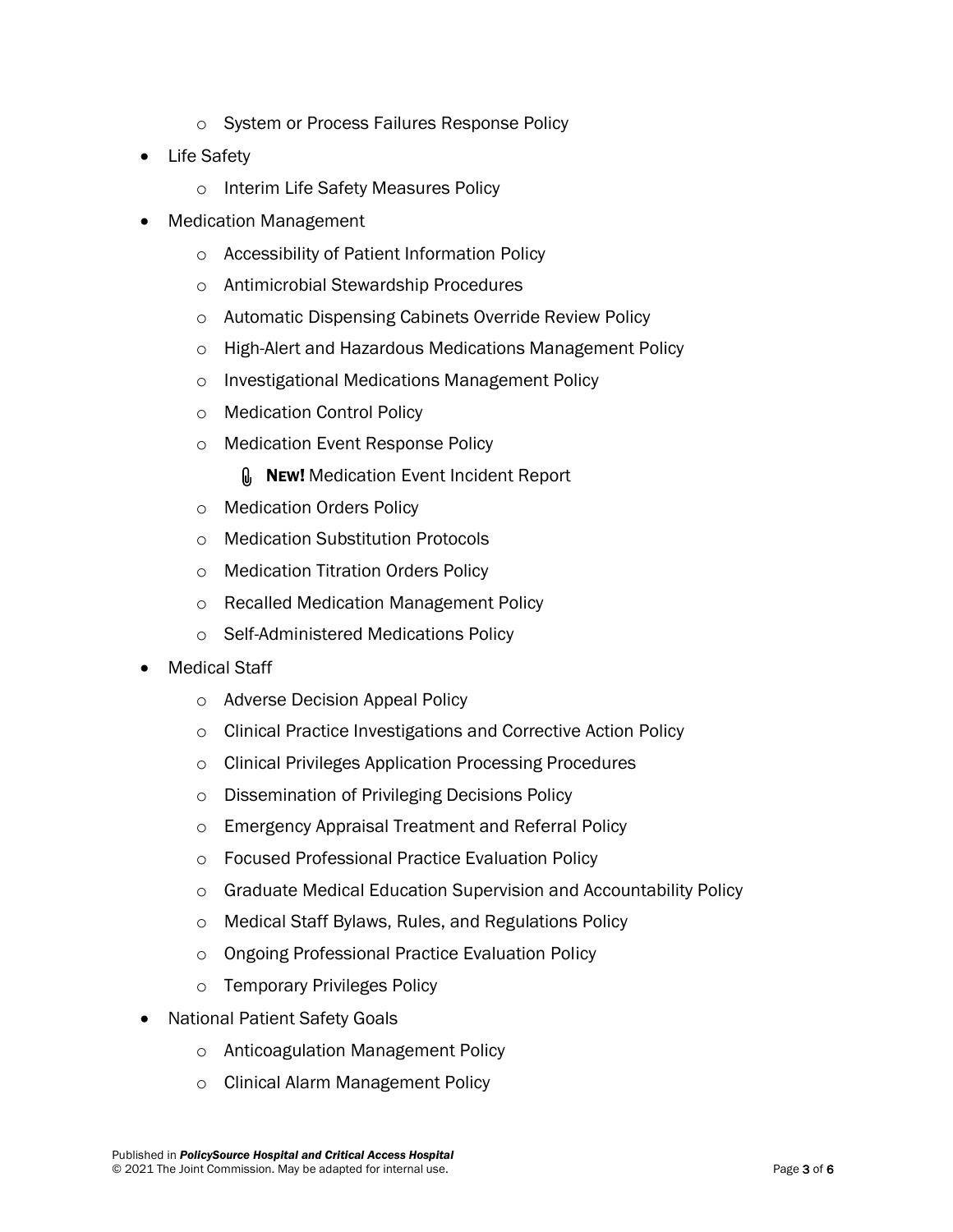- System or Process Failures Response Policy
- Life Safety
    - Interim Life Safety Measures Policy
- Medication Management
    - Accessibility of Patient Information Policy
    - Antimicrobial Stewardship Procedures
    - Automatic Dispensing Cabinets Override Review Policy
    - High-Alert and Hazardous Medications Management Policy
    - Investigational Medications Management Policy
    - Medication Control Policy
    - Medication Event Response Policy
        - **NEW!** Medication Event Incident Report
    - Medication Orders Policy
    - Medication Substitution Protocols
    - Medication Titration Orders Policy
    - Recalled Medication Management Policy
    - Self-Administered Medications Policy
- Medical Staff
    - Adverse Decision Appeal Policy
    - Clinical Practice Investigations and Corrective Action Policy
    - Clinical Privileges Application Processing Procedures
    - Dissemination of Privileging Decisions Policy
    - Emergency Appraisal Treatment and Referral Policy
    - Focused Professional Practice Evaluation Policy
    - Graduate Medical Education Supervision and Accountability Policy
    - Medical Staff Bylaws, Rules, and Regulations Policy
    - Ongoing Professional Practice Evaluation Policy
    - Temporary Privileges Policy
- National Patient Safety Goals
    - Anticoagulation Management Policy
    - Clinical Alarm Management Policy

Published in *PolicySource Hospital and Critical Access Hospital*
© 2021 The Joint Commission. May be adapted for internal use.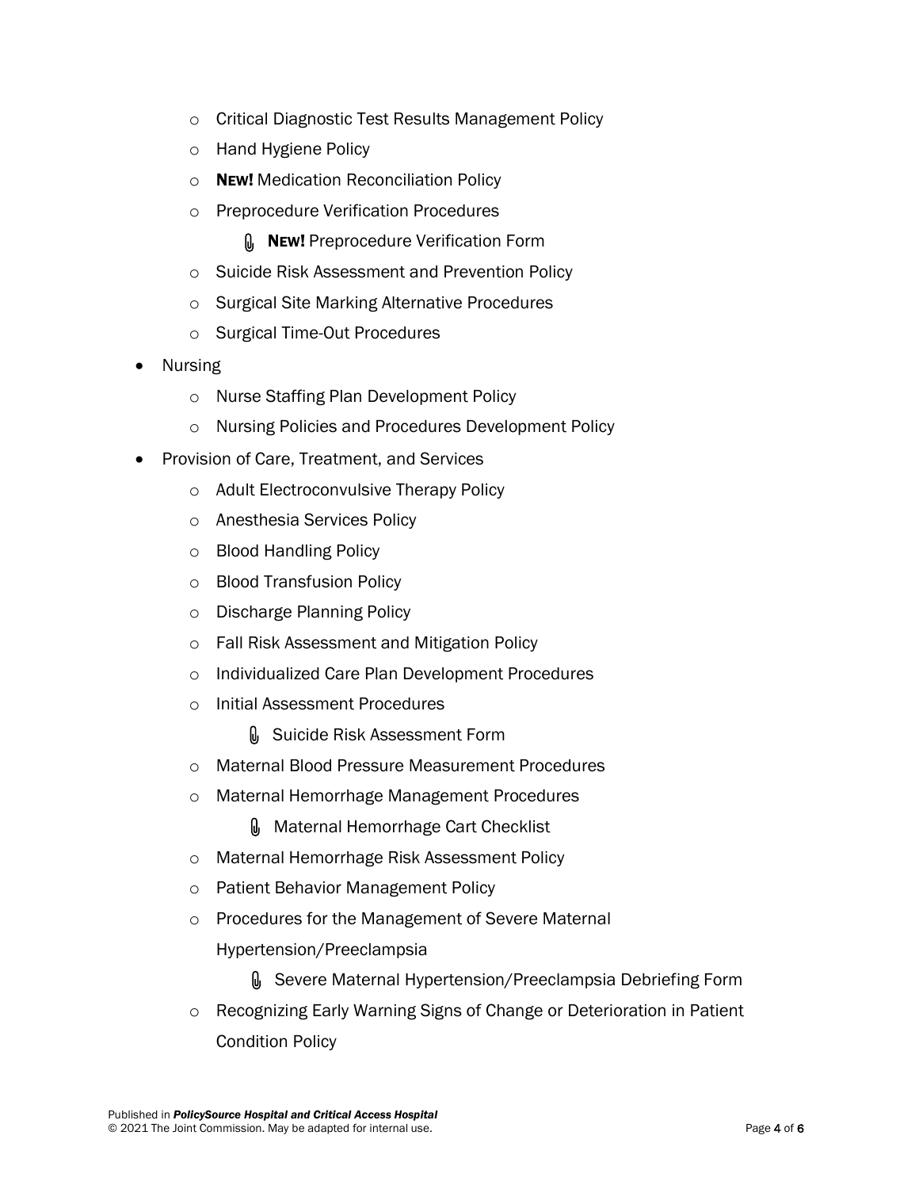- Critical Diagnostic Test Results Management Policy
  - Hand Hygiene Policy
  - **NEW!** Medication Reconciliation Policy
  - Preprocedure Verification Procedures
    - 📎 **NEW!** Preprocedure Verification Form
  - Suicide Risk Assessment and Prevention Policy
  - Surgical Site Marking Alternative Procedures
  - Surgical Time-Out Procedures
- Nursing
  - Nurse Staffing Plan Development Policy
  - Nursing Policies and Procedures Development Policy
- Provision of Care, Treatment, and Services
  - Adult Electroconvulsive Therapy Policy
  - Anesthesia Services Policy
  - Blood Handling Policy
  - Blood Transfusion Policy
  - Discharge Planning Policy
  - Fall Risk Assessment and Mitigation Policy
  - Individualized Care Plan Development Procedures
  - Initial Assessment Procedures
    - 📎 Suicide Risk Assessment Form
  - Maternal Blood Pressure Measurement Procedures
  - Maternal Hemorrhage Management Procedures
    - 📎 Maternal Hemorrhage Cart Checklist
  - Maternal Hemorrhage Risk Assessment Policy
  - Patient Behavior Management Policy
  - Procedures for the Management of Severe Maternal Hypertension/Preeclampsia
    - 📎 Severe Maternal Hypertension/Preeclampsia Debriefing Form
  - Recognizing Early Warning Signs of Change or Deterioration in Patient Condition Policy

Published in *PolicySource Hospital and Critical Access Hospital*
© 2021 The Joint Commission. May be adapted for internal use.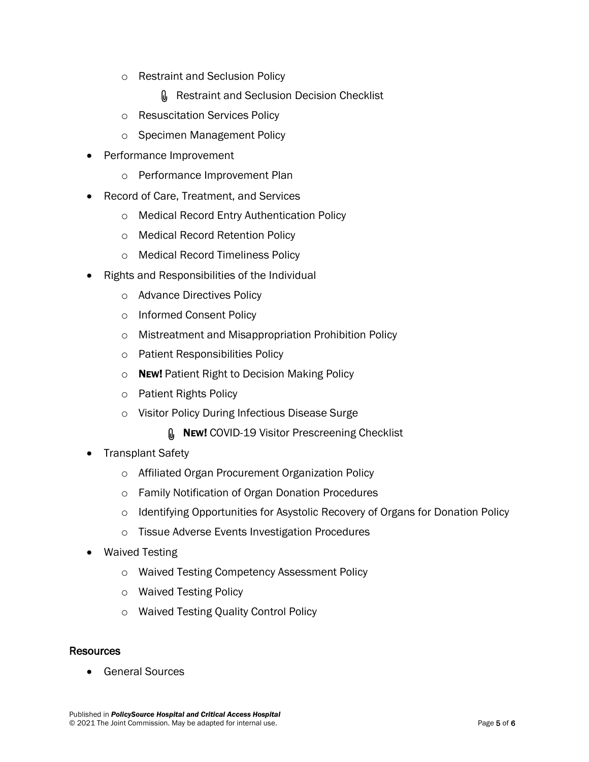- Restraint and Seclusion Policy
    - 📎 Restraint and Seclusion Decision Checklist
  - Resuscitation Services Policy
  - Specimen Management Policy
- Performance Improvement
  - Performance Improvement Plan
- Record of Care, Treatment, and Services
  - Medical Record Entry Authentication Policy
  - Medical Record Retention Policy
  - Medical Record Timeliness Policy
- Rights and Responsibilities of the Individual
  - Advance Directives Policy
  - Informed Consent Policy
  - Mistreatment and Misappropriation Prohibition Policy
  - Patient Responsibilities Policy
  - **NEW!** Patient Right to Decision Making Policy
  - Patient Rights Policy
  - Visitor Policy During Infectious Disease Surge
    - 📎 **NEW!** COVID-19 Visitor Prescreening Checklist
- Transplant Safety
  - Affiliated Organ Procurement Organization Policy
  - Family Notification of Organ Donation Procedures
  - Identifying Opportunities for Asystolic Recovery of Organs for Donation Policy
  - Tissue Adverse Events Investigation Procedures
- Waived Testing
  - Waived Testing Competency Assessment Policy
  - Waived Testing Policy
  - Waived Testing Quality Control Policy

## Resources

- General Sources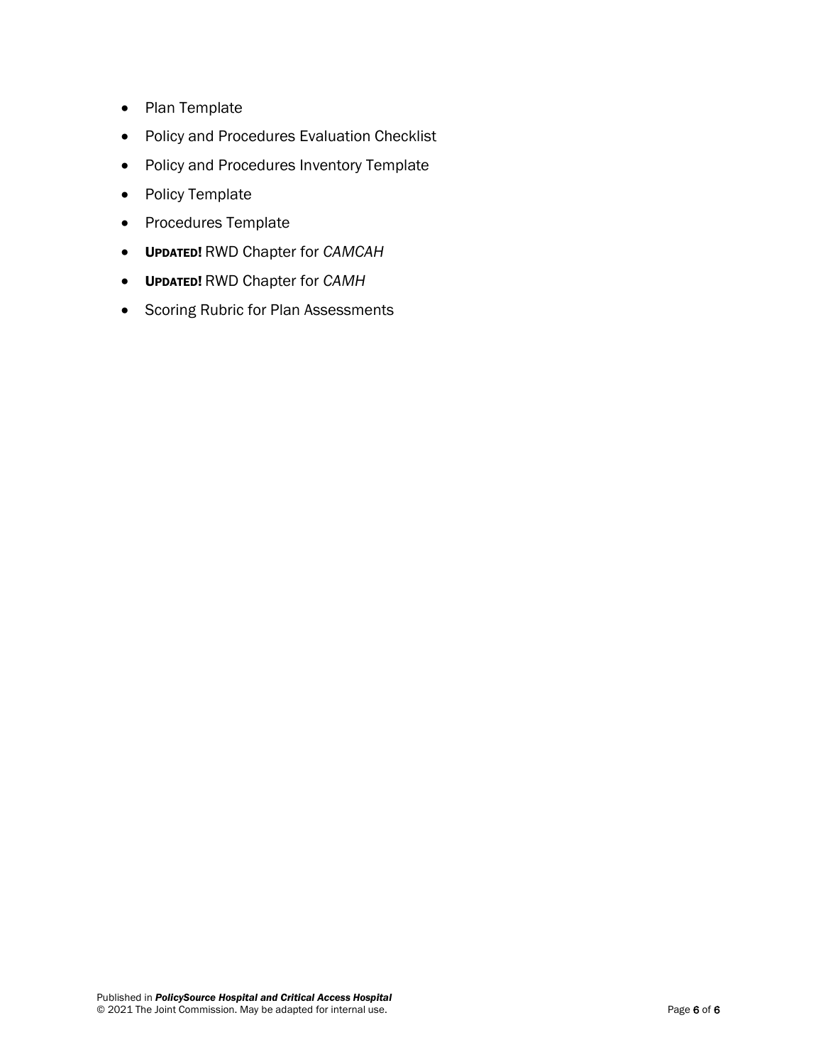- Plan Template
- Policy and Procedures Evaluation Checklist
- Policy and Procedures Inventory Template
- Policy Template
- Procedures Template
- **UPDATED!** RWD Chapter for *CAMCAH*
- **UPDATED!** RWD Chapter for *CAMH*
- Scoring Rubric for Plan Assessments